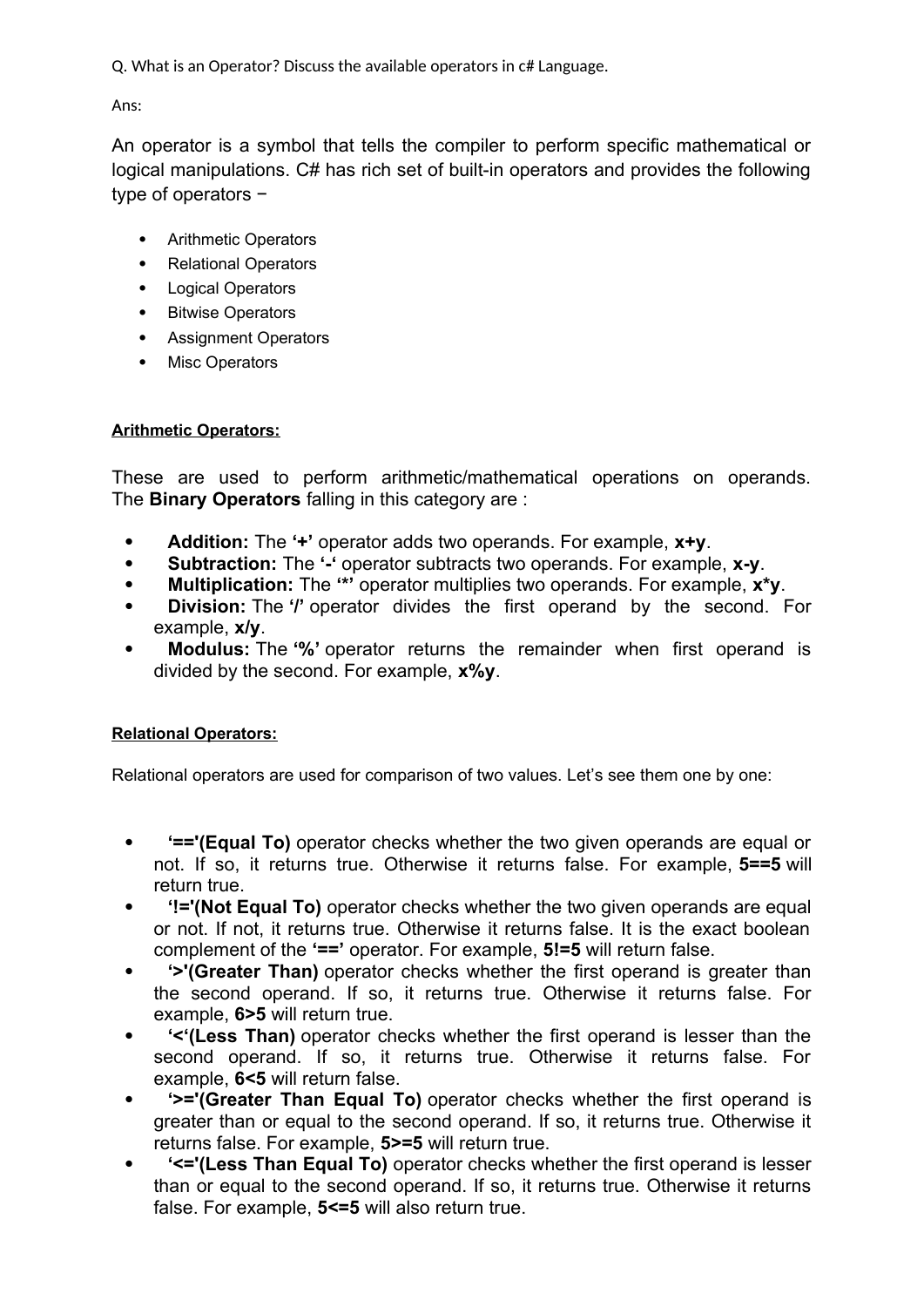Q. What is an Operator? Discuss the available operators in c# Language.

Ans:

An operator is a symbol that tells the compiler to perform specific mathematical or logical manipulations. C# has rich set of built-in operators and provides the following type of operators −

- Arithmetic Operators
- Relational Operators
- Logical Operators
- Bitwise Operators
- Assignment Operators
- Misc Operators

**Arithmetic Operators:**

These are used to perform arithmetic/mathematical operations on operands. The **Binary Operators** falling in this category are :

- **Addition:** The **'+'** operator adds two operands. For example, **x+y**.
- **Subtraction:** The **'-'** operator subtracts two operands. For example, **x-y**.
- **Multiplication:** The **'*'** operator multiplies two operands. For example, **x*y**.
- **Division:** The **'/'** operator divides the first operand by the second. For example, **x/y**.
- **Modulus:** The **'%'** operator returns the remainder when first operand is divided by the second. For example, **x%y**.

**Relational Operators:**

Relational operators are used for comparison of two values. Let's see them one by one:

- **'=='(Equal To)** operator checks whether the two given operands are equal or not. If so, it returns true. Otherwise it returns false. For example, **5==5** will return true.
- **'!='(Not Equal To)** operator checks whether the two given operands are equal or not. If not, it returns true. Otherwise it returns false. It is the exact boolean complement of the **'=='** operator. For example, **5!=5** will return false.
- **'>'(Greater Than)** operator checks whether the first operand is greater than the second operand. If so, it returns true. Otherwise it returns false. For example, **6>5** will return true.
- **'<'(Less Than)** operator checks whether the first operand is lesser than the second operand. If so, it returns true. Otherwise it returns false. For example, **6<5** will return false.
- **'>='(Greater Than Equal To)** operator checks whether the first operand is greater than or equal to the second operand. If so, it returns true. Otherwise it returns false. For example, **5>=5** will return true.
- **'<='(Less Than Equal To)** operator checks whether the first operand is lesser than or equal to the second operand. If so, it returns true. Otherwise it returns false. For example, **5<=5** will also return true.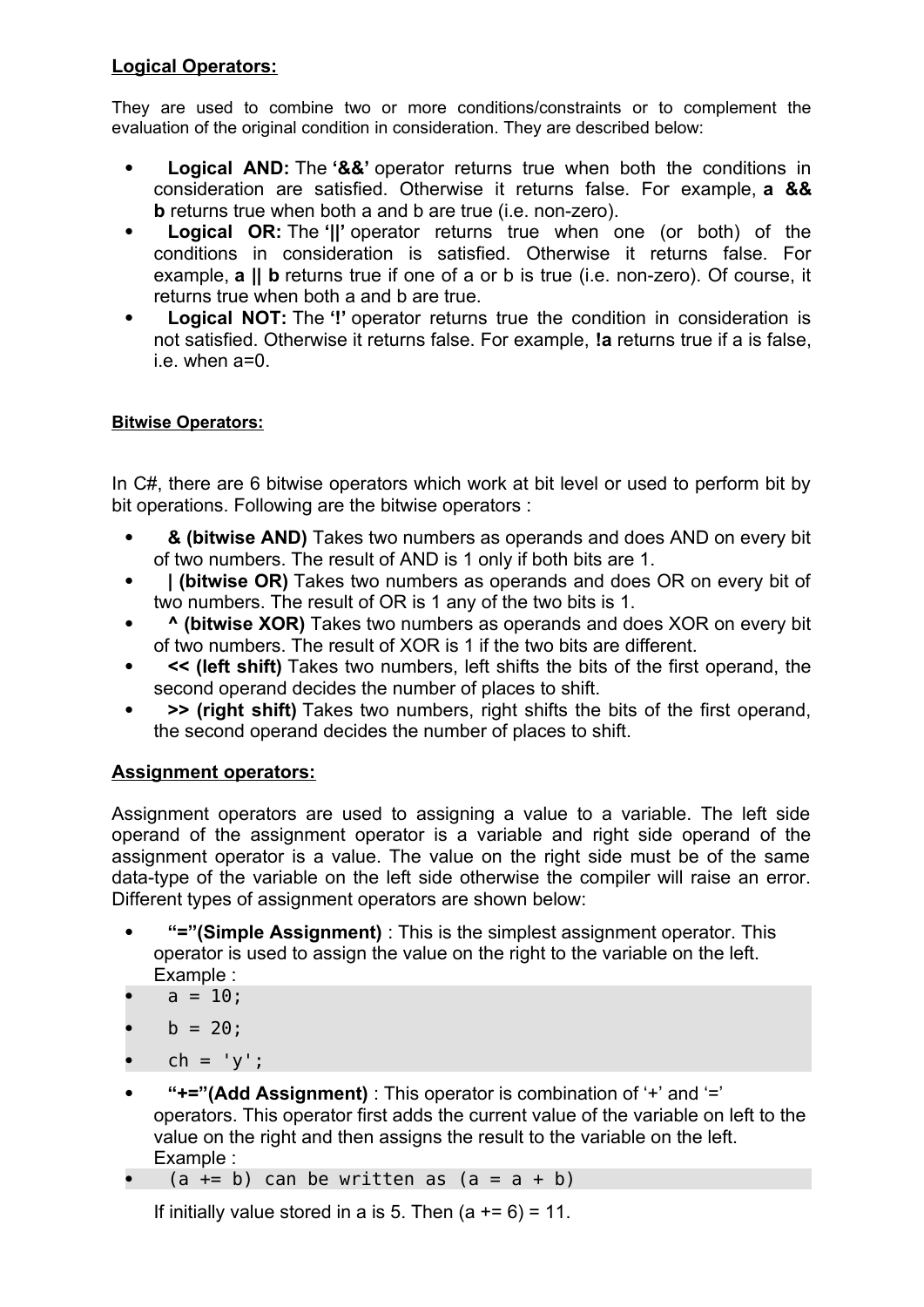**Logical Operators:**

They are used to combine two or more conditions/constraints or to complement the evaluation of the original condition in consideration. They are described below:

- **Logical AND:** The **'&&'** operator returns true when both the conditions in consideration are satisfied. Otherwise it returns false. For example, **a && b** returns true when both a and b are true (i.e. non-zero).
- **Logical OR:** The **'||'** operator returns true when one (or both) of the conditions in consideration is satisfied. Otherwise it returns false. For example, **a || b** returns true if one of a or b is true (i.e. non-zero). Of course, it returns true when both a and b are true.
- **Logical NOT:** The **'!'** operator returns true the condition in consideration is not satisfied. Otherwise it returns false. For example, **!a** returns true if a is false, i.e. when a=0.

**Bitwise Operators:**

In C#, there are 6 bitwise operators which work at bit level or used to perform bit by bit operations. Following are the bitwise operators :

- **& (bitwise AND)** Takes two numbers as operands and does AND on every bit of two numbers. The result of AND is 1 only if both bits are 1.
- **| (bitwise OR)** Takes two numbers as operands and does OR on every bit of two numbers. The result of OR is 1 any of the two bits is 1.
- **^ (bitwise XOR)** Takes two numbers as operands and does XOR on every bit of two numbers. The result of XOR is 1 if the two bits are different.
- **<< (left shift)** Takes two numbers, left shifts the bits of the first operand, the second operand decides the number of places to shift.
- **>> (right shift)** Takes two numbers, right shifts the bits of the first operand, the second operand decides the number of places to shift.

**Assignment operators:**

Assignment operators are used to assigning a value to a variable. The left side operand of the assignment operator is a variable and right side operand of the assignment operator is a value. The value on the right side must be of the same data-type of the variable on the left side otherwise the compiler will raise an error. Different types of assignment operators are shown below:

- **"="(Simple Assignment)** : This is the simplest assignment operator. This operator is used to assign the value on the right to the variable on the left. Example :

```
a = 10;
b = 20;
ch = 'y';
```

- **"+="(Add Assignment)** : This operator is combination of '+' and '=' operators. This operator first adds the current value of the variable on left to the value on the right and then assigns the result to the variable on the left. Example :

```
(a += b) can be written as (a = a + b)
```

If initially value stored in a is 5. Then (a += 6) = 11.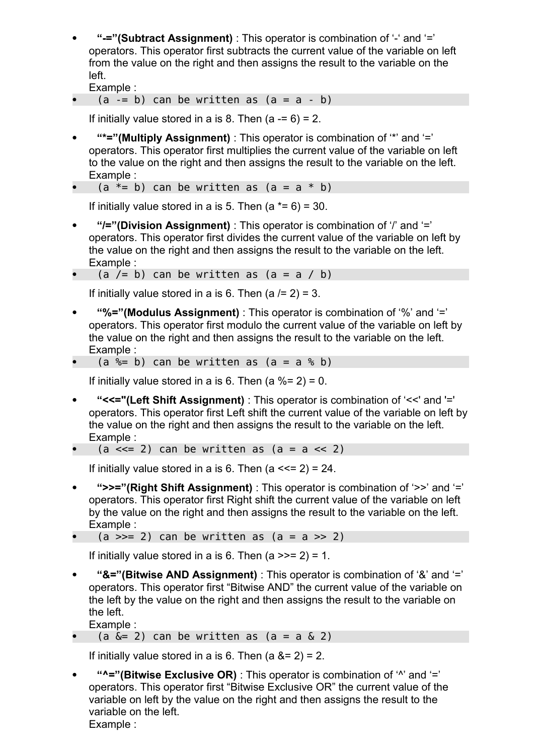- **“-=”(Subtract Assignment)** : This operator is combination of ‘-‘ and ‘=’ operators. This operator first subtracts the current value of the variable on left from the value on the right and then assigns the result to the variable on the left.
  Example :

```
(a -= b) can be written as (a = a - b)
```

  If initially value stored in a is 8. Then (a -= 6) = 2.

- **“*=”(Multiply Assignment)** : This operator is combination of ‘*’ and ‘=’ operators. This operator first multiplies the current value of the variable on left to the value on the right and then assigns the result to the variable on the left.
  Example :

```
(a *= b) can be written as (a = a * b)
```

  If initially value stored in a is 5. Then (a *= 6) = 30.

- **“/=”(Division Assignment)** : This operator is combination of ‘/’ and ‘=’ operators. This operator first divides the current value of the variable on left by the value on the right and then assigns the result to the variable on the left.
  Example :

```
(a /= b) can be written as (a = a / b)
```

  If initially value stored in a is 6. Then (a /= 2) = 3.

- **“%=”(Modulus Assignment)** : This operator is combination of ‘%’ and ‘=’ operators. This operator first modulo the current value of the variable on left by the value on the right and then assigns the result to the variable on the left.
  Example :

```
(a %= b) can be written as (a = a % b)
```

  If initially value stored in a is 6. Then (a %= 2) = 0.

- **“<<="(Left Shift Assignment)** : This operator is combination of ‘<<' and '=' operators. This operator first Left shift the current value of the variable on left by the value on the right and then assigns the result to the variable on the left.
  Example :

```
(a <<= 2) can be written as (a = a << 2)
```

  If initially value stored in a is 6. Then (a <<= 2) = 24.

- **“>>=”(Right Shift Assignment)** : This operator is combination of ‘>>’ and ‘=’ operators. This operator first Right shift the current value of the variable on left by the value on the right and then assigns the result to the variable on the left.
  Example :

```
(a >>= 2) can be written as (a = a >> 2)
```

  If initially value stored in a is 6. Then (a >>= 2) = 1.

- **“&=”(Bitwise AND Assignment)** : This operator is combination of ‘&’ and ‘=’ operators. This operator first “Bitwise AND” the current value of the variable on the left by the value on the right and then assigns the result to the variable on the left.
  Example :

```
(a &= 2) can be written as (a = a & 2)
```

  If initially value stored in a is 6. Then (a &= 2) = 2.

- **“^=”(Bitwise Exclusive OR)** : This operator is combination of ‘^’ and ‘=’ operators. This operator first “Bitwise Exclusive OR” the current value of the variable on left by the value on the right and then assigns the result to the variable on the left.
  Example :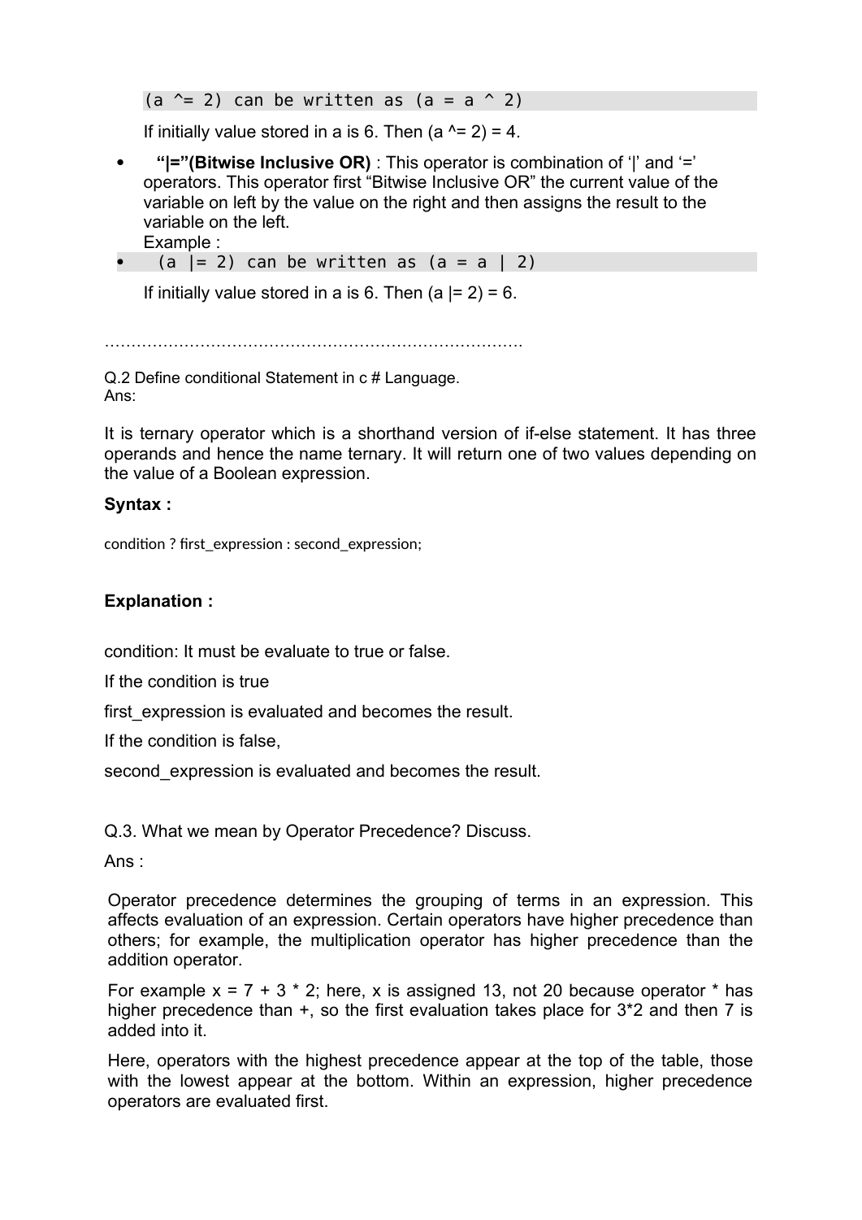```
(a ^= 2) can be written as (a = a ^ 2)
```

If initially value stored in a is 6. Then (a ^= 2) = 4.

- **"|="(Bitwise Inclusive OR)** : This operator is combination of '|' and '=' operators. This operator first "Bitwise Inclusive OR" the current value of the variable on left by the value on the right and then assigns the result to the variable on the left.
  Example :
- `(a |= 2) can be written as (a = a | 2)`

If initially value stored in a is 6. Then (a |= 2) = 6.

…………………………………………………………………….

Q.2 Define conditional Statement in c # Language.
Ans:

It is ternary operator which is a shorthand version of if-else statement. It has three operands and hence the name ternary. It will return one of two values depending on the value of a Boolean expression.

**Syntax :**

condition ? first_expression : second_expression;

**Explanation :**

condition: It must be evaluate to true or false.

If the condition is true

first_expression is evaluated and becomes the result.

If the condition is false,

second_expression is evaluated and becomes the result.

Q.3. What we mean by Operator Precedence? Discuss.

Ans :

Operator precedence determines the grouping of terms in an expression. This affects evaluation of an expression. Certain operators have higher precedence than others; for example, the multiplication operator has higher precedence than the addition operator.

For example x = 7 + 3 * 2; here, x is assigned 13, not 20 because operator * has higher precedence than +, so the first evaluation takes place for 3*2 and then 7 is added into it.

Here, operators with the highest precedence appear at the top of the table, those with the lowest appear at the bottom. Within an expression, higher precedence operators are evaluated first.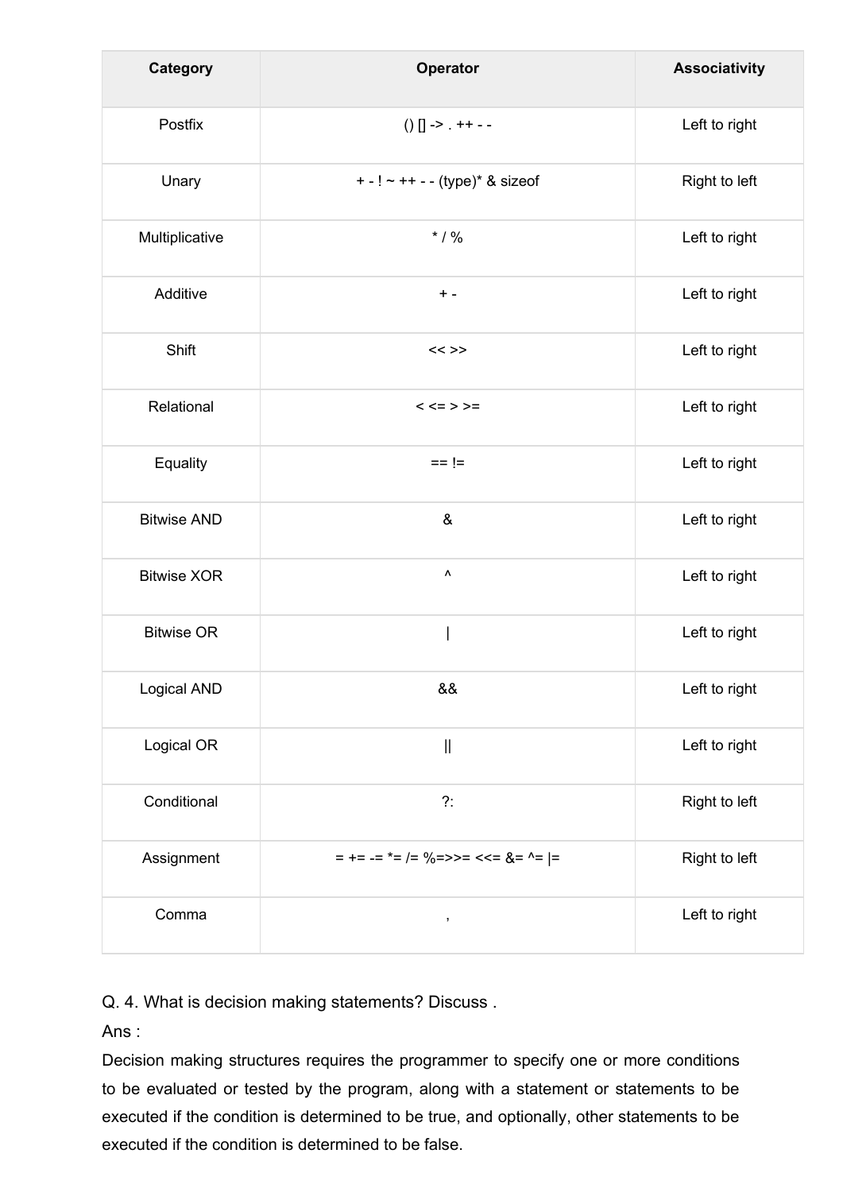| Category | Operator | Associativity |
| --- | --- | --- |
| Postfix | () [] -> . ++ - - | Left to right |
| Unary | + - ! ~ ++ - - (type)* & sizeof | Right to left |
| Multiplicative | * / % | Left to right |
| Additive | + - | Left to right |
| Shift | << >> | Left to right |
| Relational | < <= > >= | Left to right |
| Equality | == != | Left to right |
| Bitwise AND | & | Left to right |
| Bitwise XOR | ^ | Left to right |
| Bitwise OR | \| | Left to right |
| Logical AND | && | Left to right |
| Logical OR | \|\| | Left to right |
| Conditional | ?: | Right to left |
| Assignment | = += -= *= /= %=>>= <<= &= ^= \|= | Right to left |
| Comma | , | Left to right |

Q. 4. What is decision making statements? Discuss .

Ans :

Decision making structures requires the programmer to specify one or more conditions to be evaluated or tested by the program, along with a statement or statements to be executed if the condition is determined to be true, and optionally, other statements to be executed if the condition is determined to be false.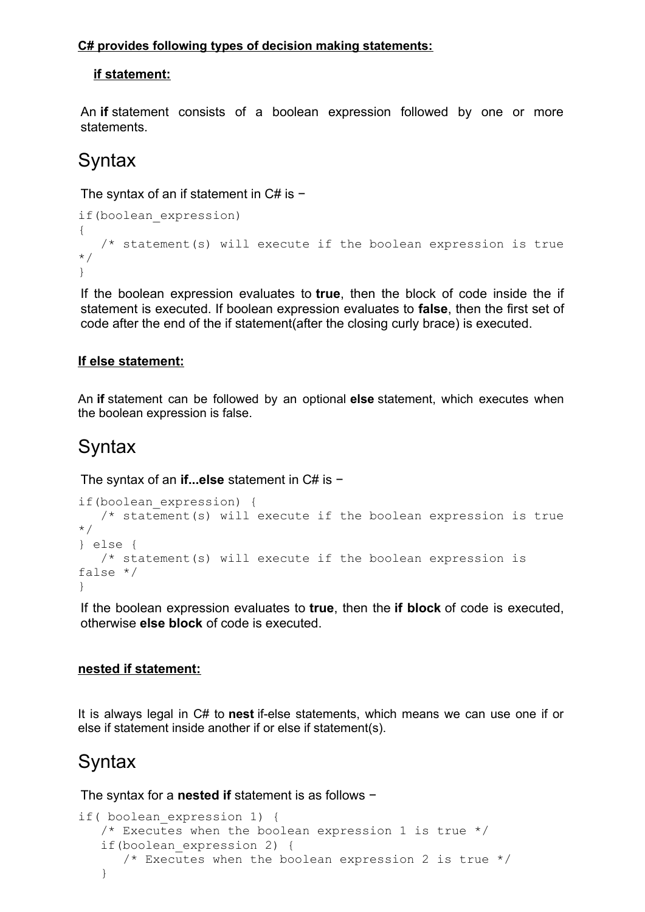**C# provides following types of decision making statements:**

**if statement:**

An **if** statement consists of a boolean expression followed by one or more statements.

# Syntax

The syntax of an if statement in C# is −

```
if(boolean_expression)
{
   /* statement(s) will execute if the boolean expression is true
*/
}
```

If the boolean expression evaluates to **true**, then the block of code inside the if statement is executed. If boolean expression evaluates to **false**, then the first set of code after the end of the if statement(after the closing curly brace) is executed.

**If else statement:**

An **if** statement can be followed by an optional **else** statement, which executes when the boolean expression is false.

# Syntax

The syntax of an **if...else** statement in C# is −

```
if(boolean_expression) {
   /* statement(s) will execute if the boolean expression is true
*/
} else {
   /* statement(s) will execute if the boolean expression is
false */
}
```

If the boolean expression evaluates to **true**, then the **if block** of code is executed, otherwise **else block** of code is executed.

**nested if statement:**

It is always legal in C# to **nest** if-else statements, which means we can use one if or else if statement inside another if or else if statement(s).

# Syntax

The syntax for a **nested if** statement is as follows −

```
if( boolean_expression 1) {
   /* Executes when the boolean expression 1 is true */
   if(boolean_expression 2) {
      /* Executes when the boolean expression 2 is true */
   }
```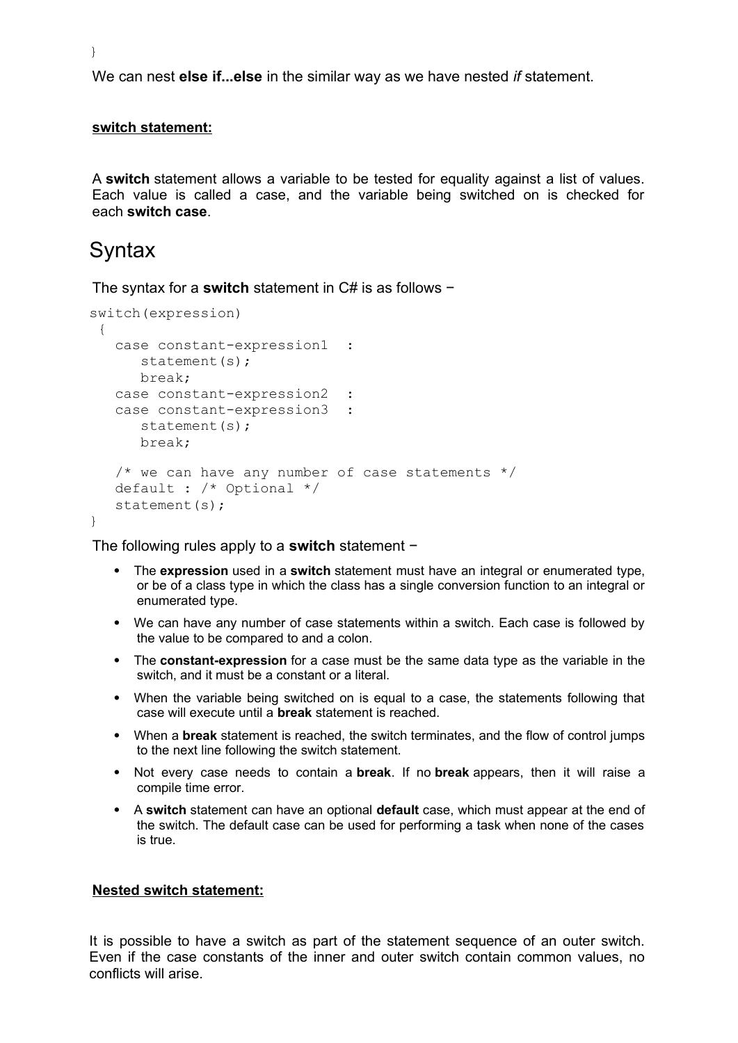}

We can nest **else if...else** in the similar way as we have nested *if* statement.

**switch statement:**

A **switch** statement allows a variable to be tested for equality against a list of values. Each value is called a case, and the variable being switched on is checked for each **switch case**.

# Syntax

The syntax for a **switch** statement in C# is as follows −

```
switch(expression)
 {
   case constant-expression1  :
      statement(s);
      break;
   case constant-expression2  :
   case constant-expression3  :
      statement(s);
      break;

   /* we can have any number of case statements */
   default : /* Optional */
   statement(s);
}
```

The following rules apply to a **switch** statement −

- The **expression** used in a **switch** statement must have an integral or enumerated type, or be of a class type in which the class has a single conversion function to an integral or enumerated type.
- We can have any number of case statements within a switch. Each case is followed by the value to be compared to and a colon.
- The **constant-expression** for a case must be the same data type as the variable in the switch, and it must be a constant or a literal.
- When the variable being switched on is equal to a case, the statements following that case will execute until a **break** statement is reached.
- When a **break** statement is reached, the switch terminates, and the flow of control jumps to the next line following the switch statement.
- Not every case needs to contain a **break**. If no **break** appears, then it will raise a compile time error.
- A **switch** statement can have an optional **default** case, which must appear at the end of the switch. The default case can be used for performing a task when none of the cases is true.

**Nested switch statement:**

It is possible to have a switch as part of the statement sequence of an outer switch. Even if the case constants of the inner and outer switch contain common values, no conflicts will arise.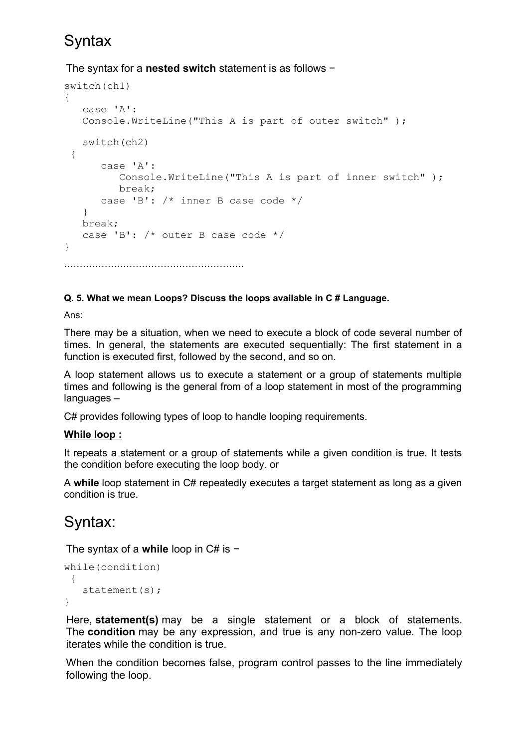## Syntax

The syntax for a **nested switch** statement is as follows −

```
switch(ch1)
{
   case 'A':
   Console.WriteLine("This A is part of outer switch" );

   switch(ch2)
 {
      case 'A':
         Console.WriteLine("This A is part of inner switch" );
         break;
      case 'B': /* inner B case code */
   }
   break;
   case 'B': /* outer B case code */
}
```

………………………………………………….

**Q. 5. What we mean Loops? Discuss the loops available in C # Language.**

Ans:

There may be a situation, when we need to execute a block of code several number of times. In general, the statements are executed sequentially: The first statement in a function is executed first, followed by the second, and so on.

A loop statement allows us to execute a statement or a group of statements multiple times and following is the general from of a loop statement in most of the programming languages –

C# provides following types of loop to handle looping requirements.

**While loop :**

It repeats a statement or a group of statements while a given condition is true. It tests the condition before executing the loop body. or

A **while** loop statement in C# repeatedly executes a target statement as long as a given condition is true.

## Syntax:

The syntax of a **while** loop in C# is −

```
while(condition)
 {
   statement(s);
}
```

Here, **statement(s)** may be a single statement or a block of statements. The **condition** may be any expression, and true is any non-zero value. The loop iterates while the condition is true.

When the condition becomes false, program control passes to the line immediately following the loop.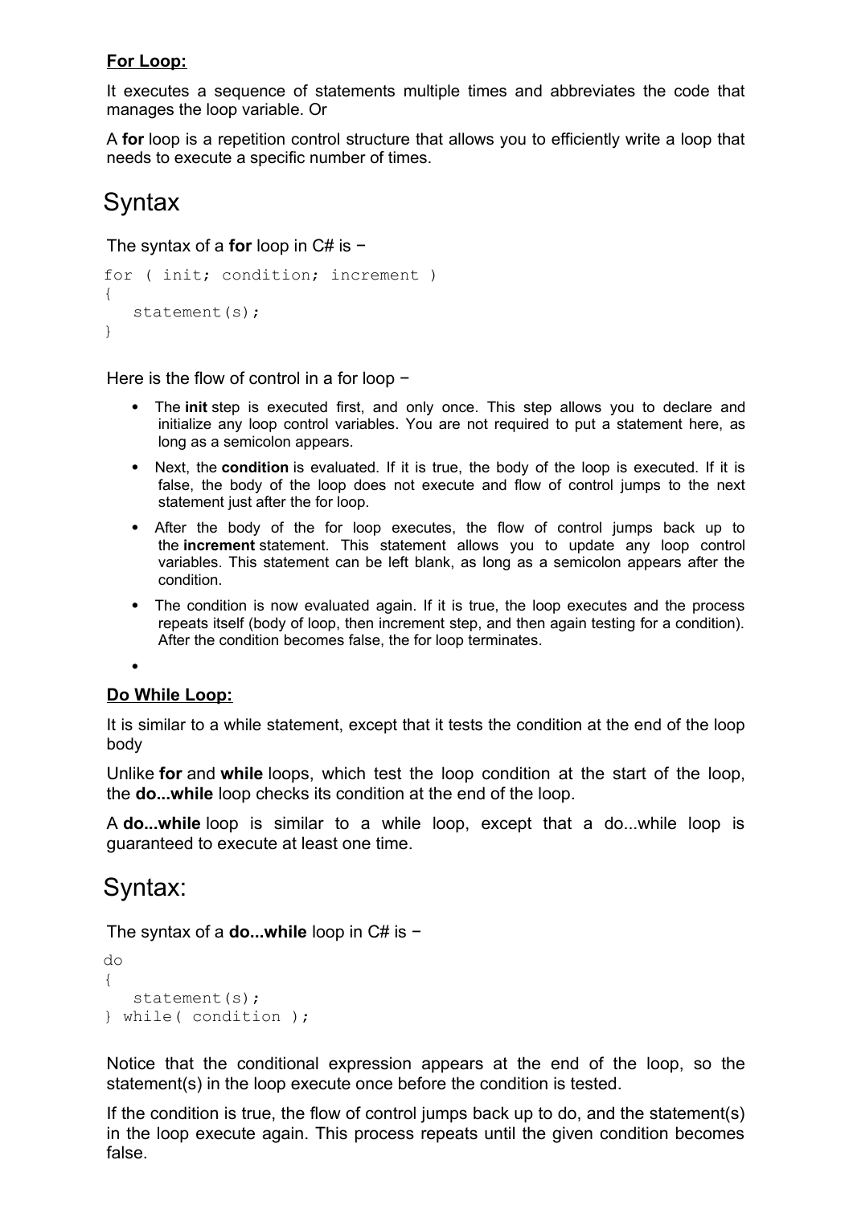**For Loop:**

It executes a sequence of statements multiple times and abbreviates the code that manages the loop variable. Or

A **for** loop is a repetition control structure that allows you to efficiently write a loop that needs to execute a specific number of times.

## Syntax

The syntax of a **for** loop in C# is −

```
for ( init; condition; increment )
{
   statement(s);
}
```

Here is the flow of control in a for loop −

- The **init** step is executed first, and only once. This step allows you to declare and initialize any loop control variables. You are not required to put a statement here, as long as a semicolon appears.
- Next, the **condition** is evaluated. If it is true, the body of the loop is executed. If it is false, the body of the loop does not execute and flow of control jumps to the next statement just after the for loop.
- After the body of the for loop executes, the flow of control jumps back up to the **increment** statement. This statement allows you to update any loop control variables. This statement can be left blank, as long as a semicolon appears after the condition.
- The condition is now evaluated again. If it is true, the loop executes and the process repeats itself (body of loop, then increment step, and then again testing for a condition). After the condition becomes false, the for loop terminates.

**Do While Loop:**

It is similar to a while statement, except that it tests the condition at the end of the loop body

Unlike **for** and **while** loops, which test the loop condition at the start of the loop, the **do...while** loop checks its condition at the end of the loop.

A **do...while** loop is similar to a while loop, except that a do...while loop is guaranteed to execute at least one time.

## Syntax:

The syntax of a **do...while** loop in C# is −

```
do
{
   statement(s);
} while( condition );
```

Notice that the conditional expression appears at the end of the loop, so the statement(s) in the loop execute once before the condition is tested.

If the condition is true, the flow of control jumps back up to do, and the statement(s) in the loop execute again. This process repeats until the given condition becomes false.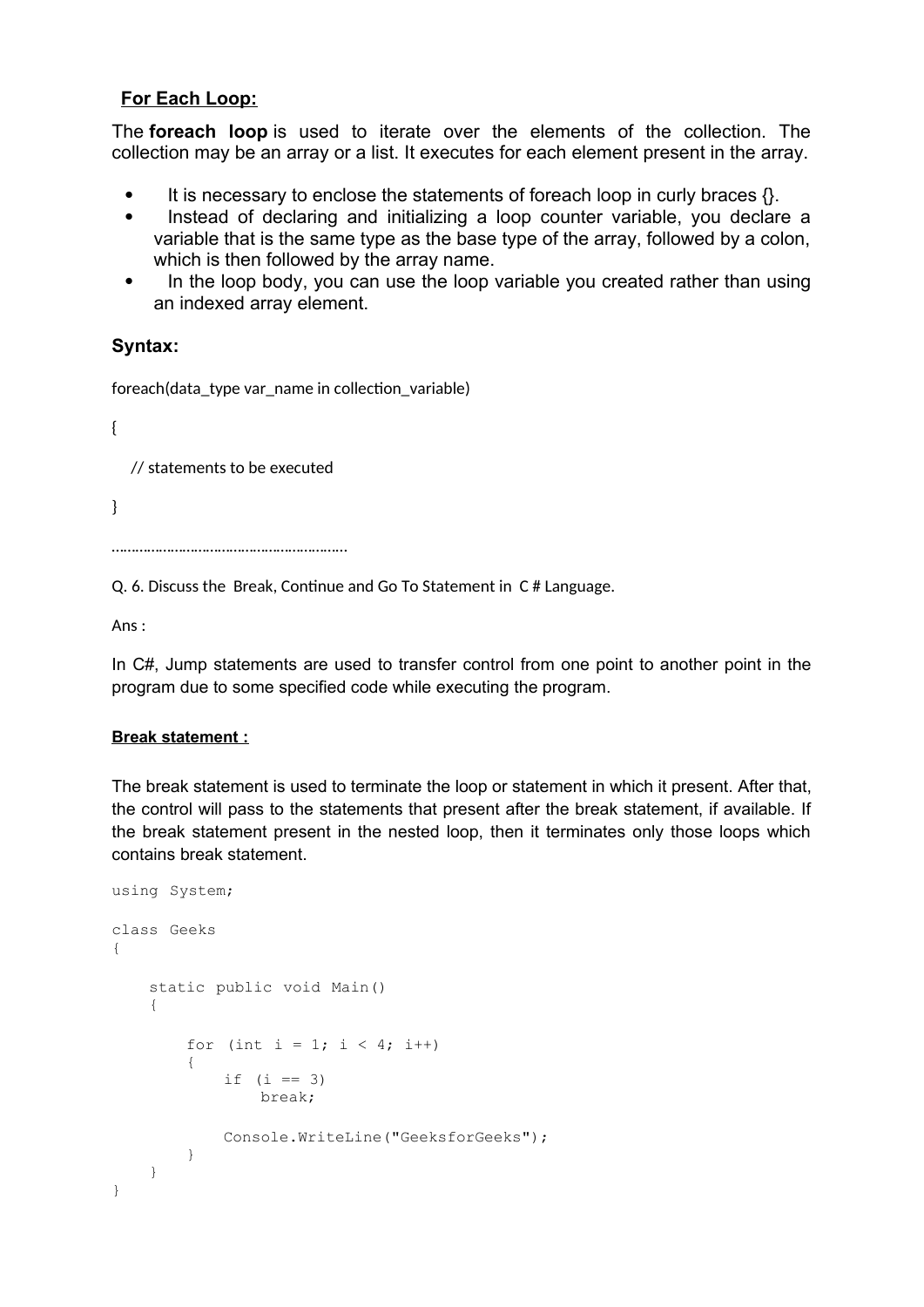## <u>For Each Loop:</u>

The **foreach loop** is used to iterate over the elements of the collection. The collection may be an array or a list. It executes for each element present in the array.

- It is necessary to enclose the statements of foreach loop in curly braces {}.
- Instead of declaring and initializing a loop counter variable, you declare a variable that is the same type as the base type of the array, followed by a colon, which is then followed by the array name.
- In the loop body, you can use the loop variable you created rather than using an indexed array element.

### Syntax:

```
foreach(data_type var_name in collection_variable)

{

    // statements to be executed

}
```

…………………………………………………

Q. 6. Discuss the Break, Continue and Go To Statement in C # Language.

Ans :

In C#, Jump statements are used to transfer control from one point to another point in the program due to some specified code while executing the program.

#### <u>Break statement :</u>

The break statement is used to terminate the loop or statement in which it present. After that, the control will pass to the statements that present after the break statement, if available. If the break statement present in the nested loop, then it terminates only those loops which contains break statement.

```
using System;

class Geeks
{

    static public void Main()
    {

        for (int i = 1; i < 4; i++)
        {
            if (i == 3)
                break;

            Console.WriteLine("GeeksforGeeks");
        }
    }
}
```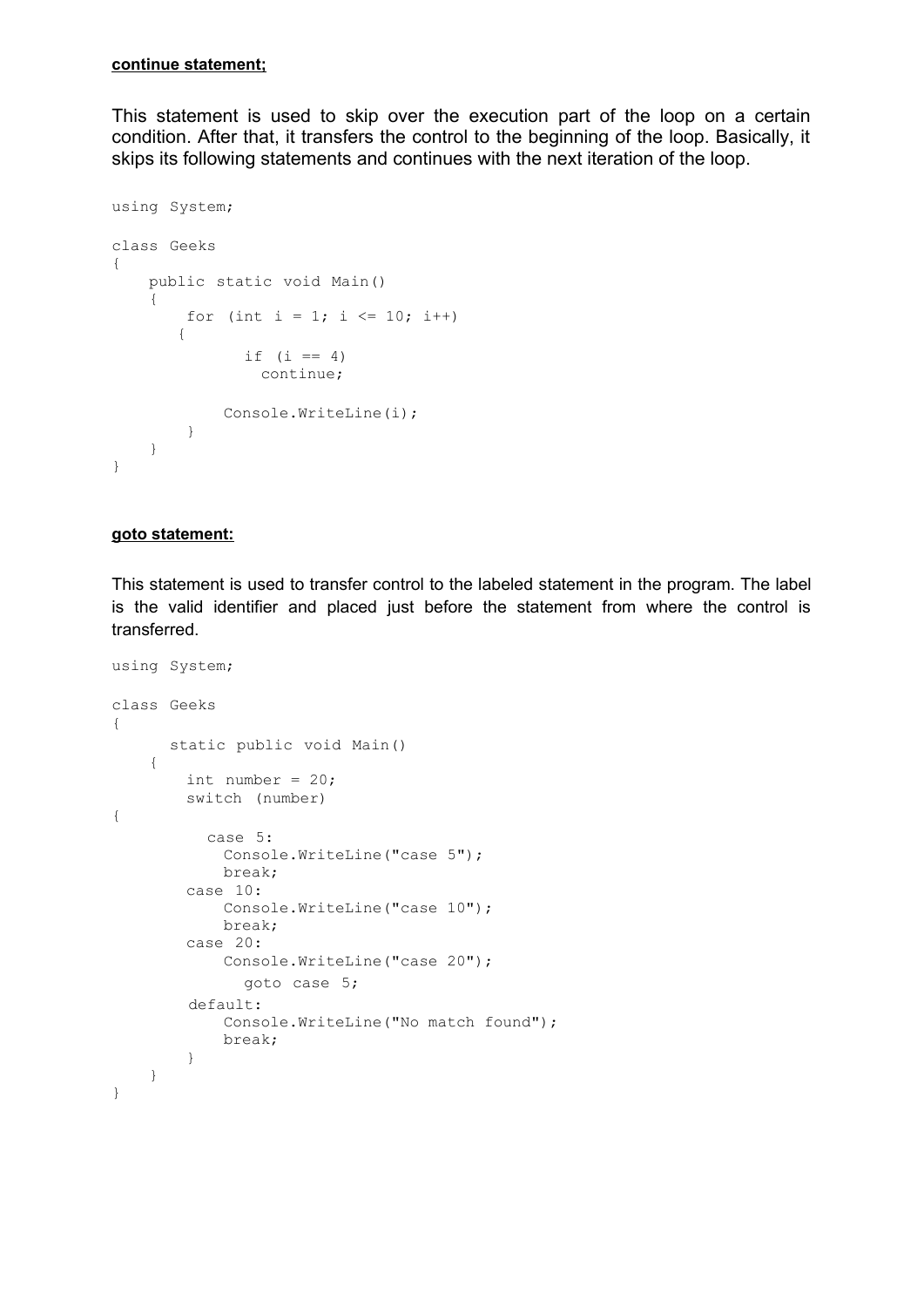**continue statement;**

This statement is used to skip over the execution part of the loop on a certain condition. After that, it transfers the control to the beginning of the loop. Basically, it skips its following statements and continues with the next iteration of the loop.

```
using System;

class Geeks
{
    public static void Main()
    {
        for (int i = 1; i <= 10; i++)
       {
              if (i == 4)
                continue;

            Console.WriteLine(i);
        }
    }
}
```

**goto statement:**

This statement is used to transfer control to the labeled statement in the program. The label is the valid identifier and placed just before the statement from where the control is transferred.

```
using System;

class Geeks
{
      static public void Main()
    {
        int number = 20;
        switch (number)
{
          case 5:
            Console.WriteLine("case 5");
            break;
        case 10:
            Console.WriteLine("case 10");
            break;
        case 20:
            Console.WriteLine("case 20");
               goto case 5;
        default:
            Console.WriteLine("No match found");
            break;
        }
    }
}
```